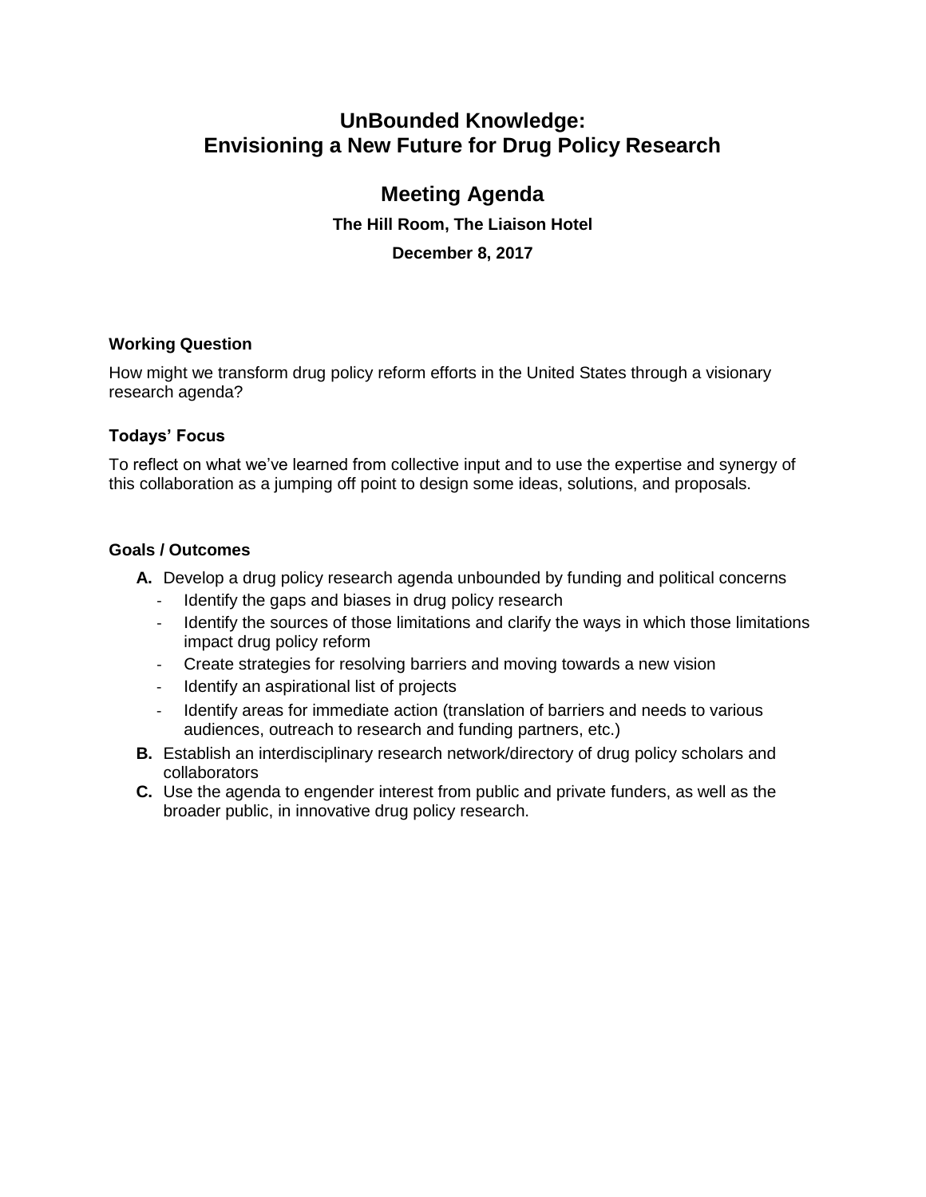# UnBounded Knowledge: Envisioning a New Future for Drug Policy Research

## Meeting Agenda

**The Hill Room, The Liaison Hotel**

**December 8, 2017**

### Working Question

How might we transform drug policy reform efforts in the United States through a visionary research agenda?

### Todays' Focus

To reflect on what we've learned from collective input and to use the expertise and synergy of this collaboration as a jumping off point to design some ideas, solutions, and proposals.

### Goals / Outcomes

**A.** Develop a drug policy research agenda unbounded by funding and political concerns
- Identify the gaps and biases in drug policy research
- Identify the sources of those limitations and clarify the ways in which those limitations impact drug policy reform
- Create strategies for resolving barriers and moving towards a new vision
- Identify an aspirational list of projects
- Identify areas for immediate action (translation of barriers and needs to various audiences, outreach to research and funding partners, etc.)

**B.** Establish an interdisciplinary research network/directory of drug policy scholars and collaborators

**C.** Use the agenda to engender interest from public and private funders, as well as the broader public, in innovative drug policy research.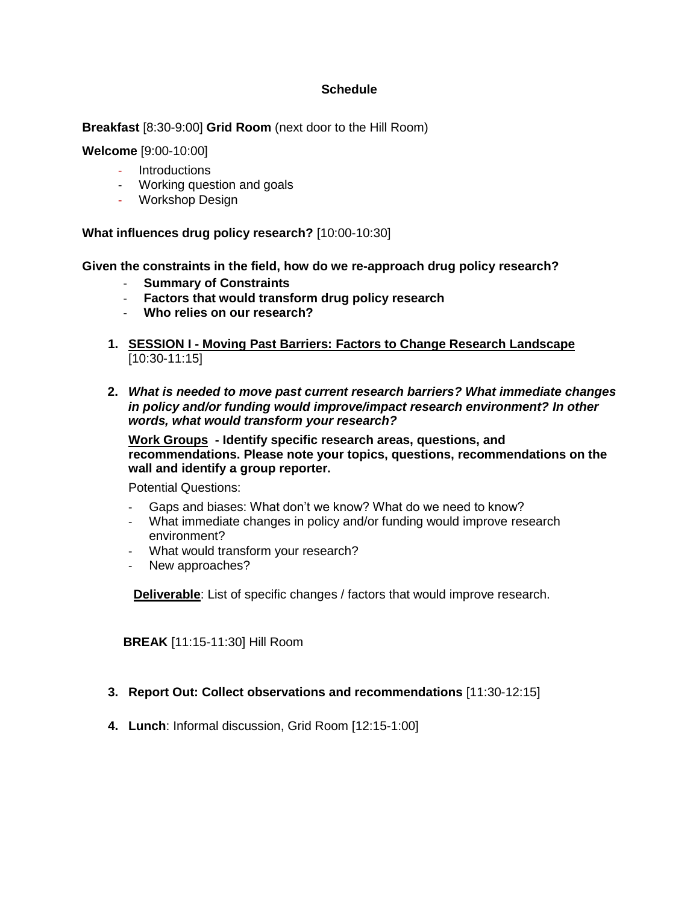## Schedule

**Breakfast** [8:30-9:00] **Grid Room** (next door to the Hill Room)

**Welcome** [9:00-10:00]

- Introductions
- Working question and goals
- Workshop Design

**What influences drug policy research?** [10:00-10:30]

**Given the constraints in the field, how do we re-approach drug policy research?**

- **Summary of Constraints**
- **Factors that would transform drug policy research**
- **Who relies on our research?**

1. **<u>SESSION I - Moving Past Barriers: Factors to Change Research Landscape</u>** [10:30-11:15]

2. ***What is needed to move past current research barriers? What immediate changes in policy and/or funding would improve/impact research environment? In other words, what would transform your research?***

   **<u>Work Groups</u> - Identify specific research areas, questions, and recommendations. Please note your topics, questions, recommendations on the wall and identify a group reporter.**

   Potential Questions:

   - Gaps and biases: What don't we know? What do we need to know?
   - What immediate changes in policy and/or funding would improve research environment?
   - What would transform your research?
   - New approaches?

   **<u>Deliverable</u>**: List of specific changes / factors that would improve research.

   **BREAK** [11:15-11:30] Hill Room

3. **Report Out: Collect observations and recommendations** [11:30-12:15]

4. **Lunch**: Informal discussion, Grid Room [12:15-1:00]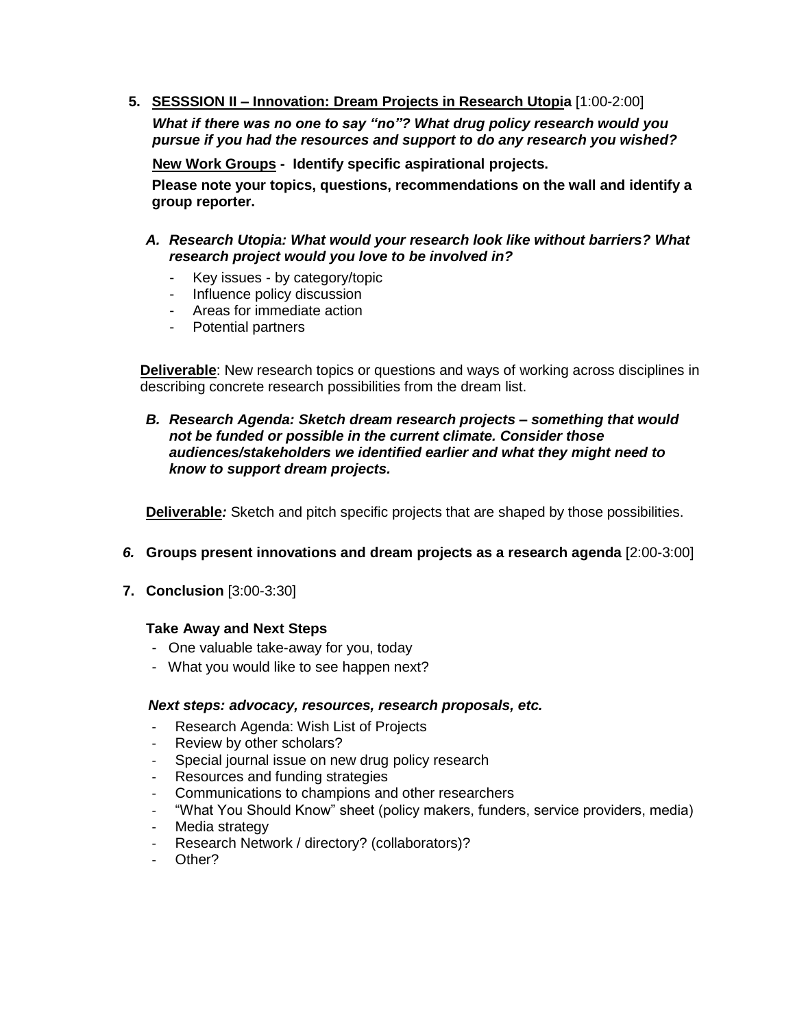5. **<u>SESSSION II – Innovation: Dream Projects in Research Utopia</u>** [1:00-2:00]

   ***What if there was no one to say "no"? What drug policy research would you pursue if you had the resources and support to do any research you wished?***

   **<u>New Work Groups</u> - Identify specific aspirational projects.**

   **Please note your topics, questions, recommendations on the wall and identify a group reporter.**

   ***A. Research Utopia: What would your research look like without barriers? What research project would you love to be involved in?***

   - Key issues - by category/topic
   - Influence policy discussion
   - Areas for immediate action
   - Potential partners

   **<u>Deliverable</u>**: New research topics or questions and ways of working across disciplines in describing concrete research possibilities from the dream list.

   ***B. Research Agenda: Sketch dream research projects – something that would not be funded or possible in the current climate. Consider those audiences/stakeholders we identified earlier and what they might need to know to support dream projects.***

   **<u>Deliverable</u>*:*** Sketch and pitch specific projects that are shaped by those possibilities.

***6.*** **Groups present innovations and dream projects as a research agenda** [2:00-3:00]

7. **Conclusion** [3:00-3:30]

   **Take Away and Next Steps**

   - One valuable take-away for you, today
   - What you would like to see happen next?

   ***Next steps: advocacy, resources, research proposals, etc.***

   - Research Agenda: Wish List of Projects
   - Review by other scholars?
   - Special journal issue on new drug policy research
   - Resources and funding strategies
   - Communications to champions and other researchers
   - "What You Should Know" sheet (policy makers, funders, service providers, media)
   - Media strategy
   - Research Network / directory? (collaborators)?
   - Other?